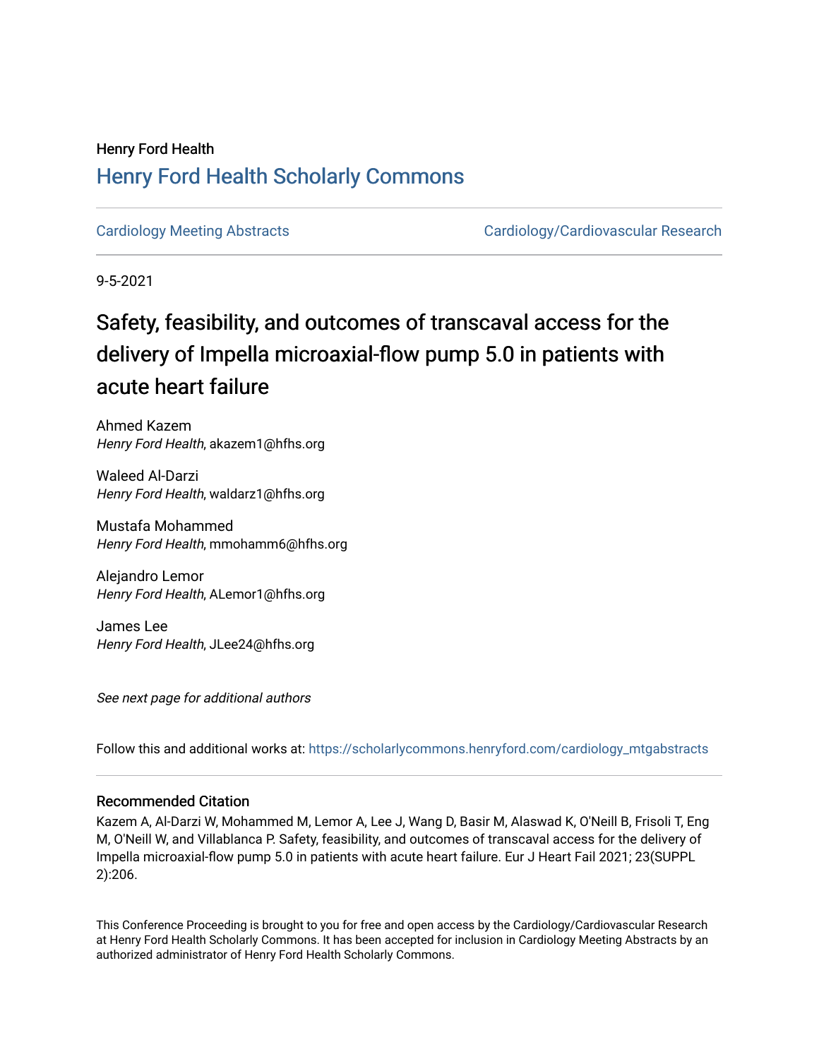Henry Ford Health

# Henry Ford Health Scholarly Commons

Cardiology Meeting Abstracts | Cardiology/Cardiovascular Research

9-5-2021

# Safety, feasibility, and outcomes of transcaval access for the delivery of Impella microaxial-flow pump 5.0 in patients with acute heart failure

Ahmed Kazem
*Henry Ford Health*, akazem1@hfhs.org

Waleed Al-Darzi
*Henry Ford Health*, waldarz1@hfhs.org

Mustafa Mohammed
*Henry Ford Health*, mmohamm6@hfhs.org

Alejandro Lemor
*Henry Ford Health*, ALemor1@hfhs.org

James Lee
*Henry Ford Health*, JLee24@hfhs.org

*See next page for additional authors*

Follow this and additional works at: https://scholarlycommons.henryford.com/cardiology_mtgabstracts

## Recommended Citation

Kazem A, Al-Darzi W, Mohammed M, Lemor A, Lee J, Wang D, Basir M, Alaswad K, O'Neill B, Frisoli T, Eng M, O'Neill W, and Villablanca P. Safety, feasibility, and outcomes of transcaval access for the delivery of Impella microaxial-flow pump 5.0 in patients with acute heart failure. Eur J Heart Fail 2021; 23(SUPPL 2):206.

This Conference Proceeding is brought to you for free and open access by the Cardiology/Cardiovascular Research at Henry Ford Health Scholarly Commons. It has been accepted for inclusion in Cardiology Meeting Abstracts by an authorized administrator of Henry Ford Health Scholarly Commons.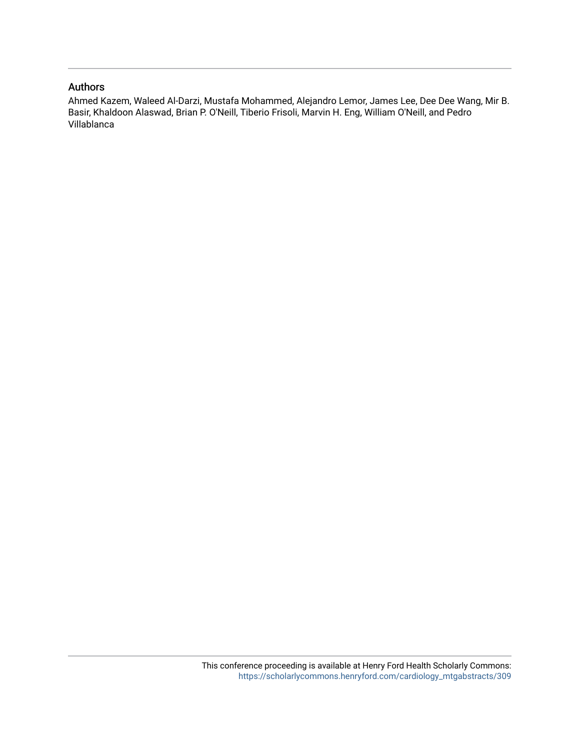## Authors

Ahmed Kazem, Waleed Al-Darzi, Mustafa Mohammed, Alejandro Lemor, James Lee, Dee Dee Wang, Mir B. Basir, Khaldoon Alaswad, Brian P. O'Neill, Tiberio Frisoli, Marvin H. Eng, William O'Neill, and Pedro Villablanca

This conference proceeding is available at Henry Ford Health Scholarly Commons: https://scholarlycommons.henryford.com/cardiology_mtgabstracts/309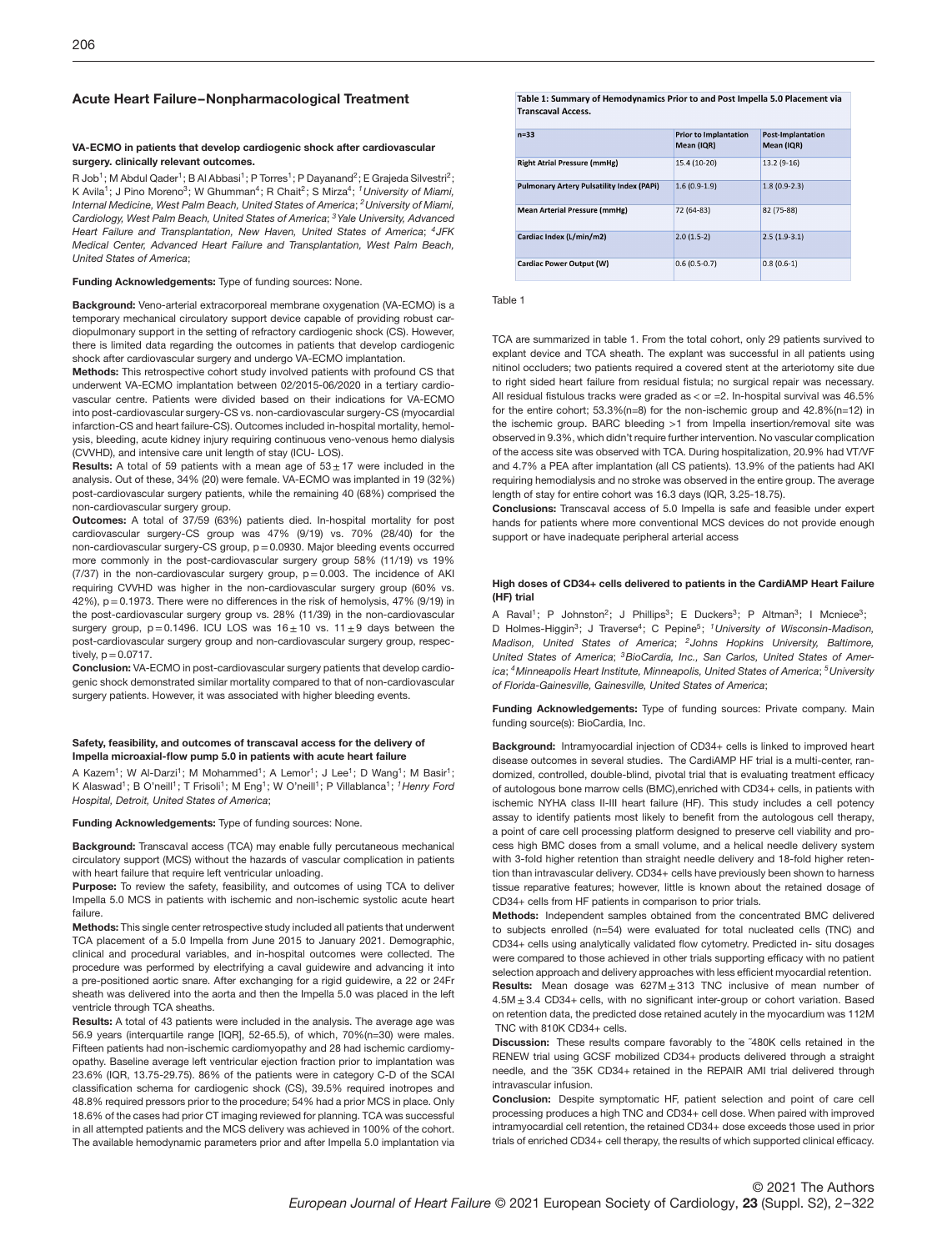## Acute Heart Failure–Nonpharmacological Treatment

### VA-ECMO in patients that develop cardiogenic shock after cardiovascular surgery. clinically relevant outcomes.

R Job[1]; M Abdul Qader[1]; B Al Abbasi[1]; P Torres[1]; P Dayanand[2]; E Grajeda Silvestri[2]; K Avila[1]; J Pino Moreno[3]; W Ghumman[4]; R Chait[2]; S Mirza[4]; *[1]University of Miami, Internal Medicine, West Palm Beach, United States of America*; *[2]University of Miami, Cardiology, West Palm Beach, United States of America*; *[3]Yale University, Advanced Heart Failure and Transplantation, New Haven, United States of America*; *[4]JFK Medical Center, Advanced Heart Failure and Transplantation, West Palm Beach, United States of America*;

**Funding Acknowledgements:** Type of funding sources: None.

**Background:** Veno-arterial extracorporeal membrane oxygenation (VA-ECMO) is a temporary mechanical circulatory support device capable of providing robust cardiopulmonary support in the setting of refractory cardiogenic shock (CS). However, there is limited data regarding the outcomes in patients that develop cardiogenic shock after cardiovascular surgery and undergo VA-ECMO implantation.

**Methods:** This retrospective cohort study involved patients with profound CS that underwent VA-ECMO implantation between 02/2015-06/2020 in a tertiary cardiovascular centre. Patients were divided based on their indications for VA-ECMO into post-cardiovascular surgery-CS vs. non-cardiovascular surgery-CS (myocardial infarction-CS and heart failure-CS). Outcomes included in-hospital mortality, hemolysis, bleeding, acute kidney injury requiring continuous veno-venous hemo dialysis (CVVHD), and intensive care unit length of stay (ICU- LOS).

**Results:** A total of 59 patients with a mean age of $53 \pm 17$ were included in the analysis. Out of these, 34% (20) were female. VA-ECMO was implanted in 19 (32%) post-cardiovascular surgery patients, while the remaining 40 (68%) comprised the non-cardiovascular surgery group.

**Outcomes:** A total of 37/59 (63%) patients died. In-hospital mortality for post cardiovascular surgery-CS group was 47% (9/19) vs. 70% (28/40) for the non-cardiovascular surgery-CS group, $p = 0.0930$. Major bleeding events occurred more commonly in the post-cardiovascular surgery group 58% (11/19) vs 19% (7/37) in the non-cardiovascular surgery group, $p = 0.003$. The incidence of AKI requiring CVVHD was higher in the non-cardiovascular surgery group (60% vs. 42%), $p = 0.1973$. There were no differences in the risk of hemolysis, 47% (9/19) in the post-cardiovascular surgery group vs. 28% (11/39) in the non-cardiovascular surgery group, $p = 0.1496$. ICU LOS was $16 \pm 10$ vs. $11 \pm 9$ days between the post-cardiovascular surgery group and non-cardiovascular surgery group, respectively, $p = 0.0717$.

**Conclusion:** VA-ECMO in post-cardiovascular surgery patients that develop cardiogenic shock demonstrated similar mortality compared to that of non-cardiovascular surgery patients. However, it was associated with higher bleeding events.

### Safety, feasibility, and outcomes of transcaval access for the delivery of Impella microaxial-flow pump 5.0 in patients with acute heart failure

A Kazem[1]; W Al-Darzi[1]; M Mohammed[1]; A Lemor[1]; J Lee[1]; D Wang[1]; M Basir[1]; K Alaswad[1]; B O'neill[1]; T Frisoli[1]; M Eng[1]; W O'neill[1]; P Villablanca[1]; *[1]Henry Ford Hospital, Detroit, United States of America*;

**Funding Acknowledgements:** Type of funding sources: None.

**Background:** Transcaval access (TCA) may enable fully percutaneous mechanical circulatory support (MCS) without the hazards of vascular complication in patients with heart failure that require left ventricular unloading.

**Purpose:** To review the safety, feasibility, and outcomes of using TCA to deliver Impella 5.0 MCS in patients with ischemic and non-ischemic systolic acute heart failure.

**Methods:** This single center retrospective study included all patients that underwent TCA placement of a 5.0 Impella from June 2015 to January 2021. Demographic, clinical and procedural variables, and in-hospital outcomes were collected. The procedure was performed by electrifying a caval guidewire and advancing it into a pre-positioned aortic snare. After exchanging for a rigid guidewire, a 22 or 24Fr sheath was delivered into the aorta and then the Impella 5.0 was placed in the left ventricle through TCA sheaths.

**Results:** A total of 43 patients were included in the analysis. The average age was 56.9 years (interquartile range [IQR], 52-65.5), of which, 70%(n=30) were males. Fifteen patients had non-ischemic cardiomyopathy and 28 had ischemic cardiomyopathy. Baseline average left ventricular ejection fraction prior to implantation was 23.6% (IQR, 13.75-29.75). 86% of the patients were in category C-D of the SCAI classification schema for cardiogenic shock (CS), 39.5% required inotropes and 48.8% required pressors prior to the procedure; 54% had a prior MCS in place. Only 18.6% of the cases had prior CT imaging reviewed for planning. TCA was successful in all attempted patients and the MCS delivery was achieved in 100% of the cohort. The available hemodynamic parameters prior and after Impella 5.0 implantation via TCA are summarized in table 1. From the total cohort, only 29 patients survived to explant device and TCA sheath. The explant was successful in all patients using nitinol occluders; two patients required a covered stent at the arteriotomy site due to right sided heart failure from residual fistula; no surgical repair was necessary. All residual fistulous tracks were graded as < or =2. In-hospital survival was 46.5% for the entire cohort; 53.3%(n=8) for the non-ischemic group and 42.8%(n=12) in the ischemic group. BARC bleeding >1 from Impella insertion/removal site was observed in 9.3%, which didn't require further intervention. No vascular complication of the access site was observed with TCA. During hospitalization, 20.9% had VT/VF and 4.7% a PEA after implantation (all CS patients). 13.9% of the patients had AKI requiring hemodialysis and no stroke was observed in the entire group. The average length of stay for entire cohort was 16.3 days (IQR, 3.25-18.75).

**Conclusions:** Transcaval access of 5.0 Impella is safe and feasible under expert hands for patients where more conventional MCS devices do not provide enough support or have inadequate peripheral arterial access

**Table 1: Summary of Hemodynamics Prior to and Post Impella 5.0 Placement via Transcaval Access.**

| n=33 | Prior to Implantation Mean (IQR) | Post-Implantation Mean (IQR) |
|---|---|---|
| Right Atrial Pressure (mmHg) | 15.4 (10-20) | 13.2 (9-16) |
| Pulmonary Artery Pulsatility Index (PAPi) | 1.6 (0.9-1.9) | 1.8 (0.9-2.3) |
| Mean Arterial Pressure (mmHg) | 72 (64-83) | 82 (75-88) |
| Cardiac Index (L/min/m2) | 2.0 (1.5-2) | 2.5 (1.9-3.1) |
| Cardiac Power Output (W) | 0.6 (0.5-0.7) | 0.8 (0.6-1) |

Table 1

### High doses of CD34+ cells delivered to patients in the CardiAMP Heart Failure (HF) trial

A Raval[1]; P Johnston[2]; J Phillips[3]; E Duckers[3]; P Altman[3]; I Mcniece[3]; D Holmes-Higgin[3]; J Traverse[4]; C Pepine[5]; *[1]University of Wisconsin-Madison, Madison, United States of America*; *[2]Johns Hopkins University, Baltimore, United States of America*; *[3]BioCardia, Inc., San Carlos, United States of America*; *[4]Minneapolis Heart Institute, Minneapolis, United States of America*; *[5]University of Florida-Gainesville, Gainesville, United States of America*;

**Funding Acknowledgements:** Type of funding sources: Private company. Main funding source(s): BioCardia, Inc.

**Background:** Intramyocardial injection of CD34+ cells is linked to improved heart disease outcomes in several studies. The CardiAMP HF trial is a multi-center, randomized, controlled, double-blind, pivotal trial that is evaluating treatment efficacy of autologous bone marrow cells (BMC),enriched with CD34+ cells, in patients with ischemic NYHA class II-III heart failure (HF). This study includes a cell potency assay to identify patients most likely to benefit from the autologous cell therapy, a point of care cell processing platform designed to preserve cell viability and process high BMC doses from a small volume, and a helical needle delivery system with 3-fold higher retention than straight needle delivery and 18-fold higher retention than intravascular delivery. CD34+ cells have previously been shown to harness tissue reparative features; however, little is known about the retained dosage of CD34+ cells from HF patients in comparison to prior trials.

**Methods:** Independent samples obtained from the concentrated BMC delivered to subjects enrolled (n=54) were evaluated for total nucleated cells (TNC) and CD34+ cells using analytically validated flow cytometry. Predicted in- situ dosages were compared to those achieved in other trials supporting efficacy with no patient selection approach and delivery approaches with less efficient myocardial retention.

**Results:** Mean dosage was $627M \pm 313$ TNC inclusive of mean number of $4.5M \pm 3.4$ CD34+ cells, with no significant inter-group or cohort variation. Based on retention data, the predicted dose retained acutely in the myocardium was 112M TNC with 810K CD34+ cells.

**Discussion:** These results compare favorably to the ˜480K cells retained in the RENEW trial using GCSF mobilized CD34+ products delivered through a straight needle, and the ˜35K CD34+ retained in the REPAIR AMI trial delivered through intravascular infusion.

**Conclusion:** Despite symptomatic HF, patient selection and point of care cell processing produces a high TNC and CD34+ cell dose. When paired with improved intramyocardial cell retention, the retained CD34+ dose exceeds those used in prior trials of enriched CD34+ cell therapy, the results of which supported clinical efficacy.